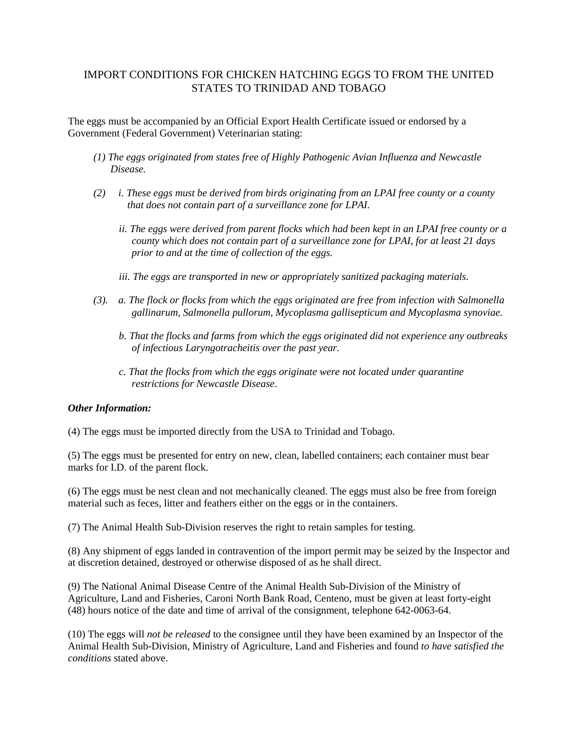# IMPORT CONDITIONS FOR CHICKEN HATCHING EGGS TO FROM THE UNITED STATES TO TRINIDAD AND TOBAGO

The eggs must be accompanied by an Official Export Health Certificate issued or endorsed by a Government (Federal Government) Veterinarian stating:

*(1) The eggs originated from states free of Highly Pathogenic Avian Influenza and Newcastle Disease.*

*(2) i. These eggs must be derived from birds originating from an LPAI free county or a county that does not contain part of a surveillance zone for LPAI.*

*ii. The eggs were derived from parent flocks which had been kept in an LPAI free county or a county which does not contain part of a surveillance zone for LPAI, for at least 21 days prior to and at the time of collection of the eggs.*

*iii. The eggs are transported in new or appropriately sanitized packaging materials.*

*(3). a. The flock or flocks from which the eggs originated are free from infection with Salmonella gallinarum, Salmonella pullorum, Mycoplasma gallisepticum and Mycoplasma synoviae.*

*b. That the flocks and farms from which the eggs originated did not experience any outbreaks of infectious Laryngotracheitis over the past year.*

*c. That the flocks from which the eggs originate were not located under quarantine restrictions for Newcastle Disease.*

***Other Information:***

(4) The eggs must be imported directly from the USA to Trinidad and Tobago.

(5) The eggs must be presented for entry on new, clean, labelled containers; each container must bear marks for I.D. of the parent flock.

(6) The eggs must be nest clean and not mechanically cleaned. The eggs must also be free from foreign material such as feces, litter and feathers either on the eggs or in the containers.

(7) The Animal Health Sub-Division reserves the right to retain samples for testing.

(8) Any shipment of eggs landed in contravention of the import permit may be seized by the Inspector and at discretion detained, destroyed or otherwise disposed of as he shall direct.

(9) The National Animal Disease Centre of the Animal Health Sub-Division of the Ministry of Agriculture, Land and Fisheries, Caroni North Bank Road, Centeno, must be given at least forty-eight (48) hours notice of the date and time of arrival of the consignment, telephone 642-0063-64.

(10) The eggs will *not be released* to the consignee until they have been examined by an Inspector of the Animal Health Sub-Division, Ministry of Agriculture, Land and Fisheries and found *to have satisfied the conditions* stated above.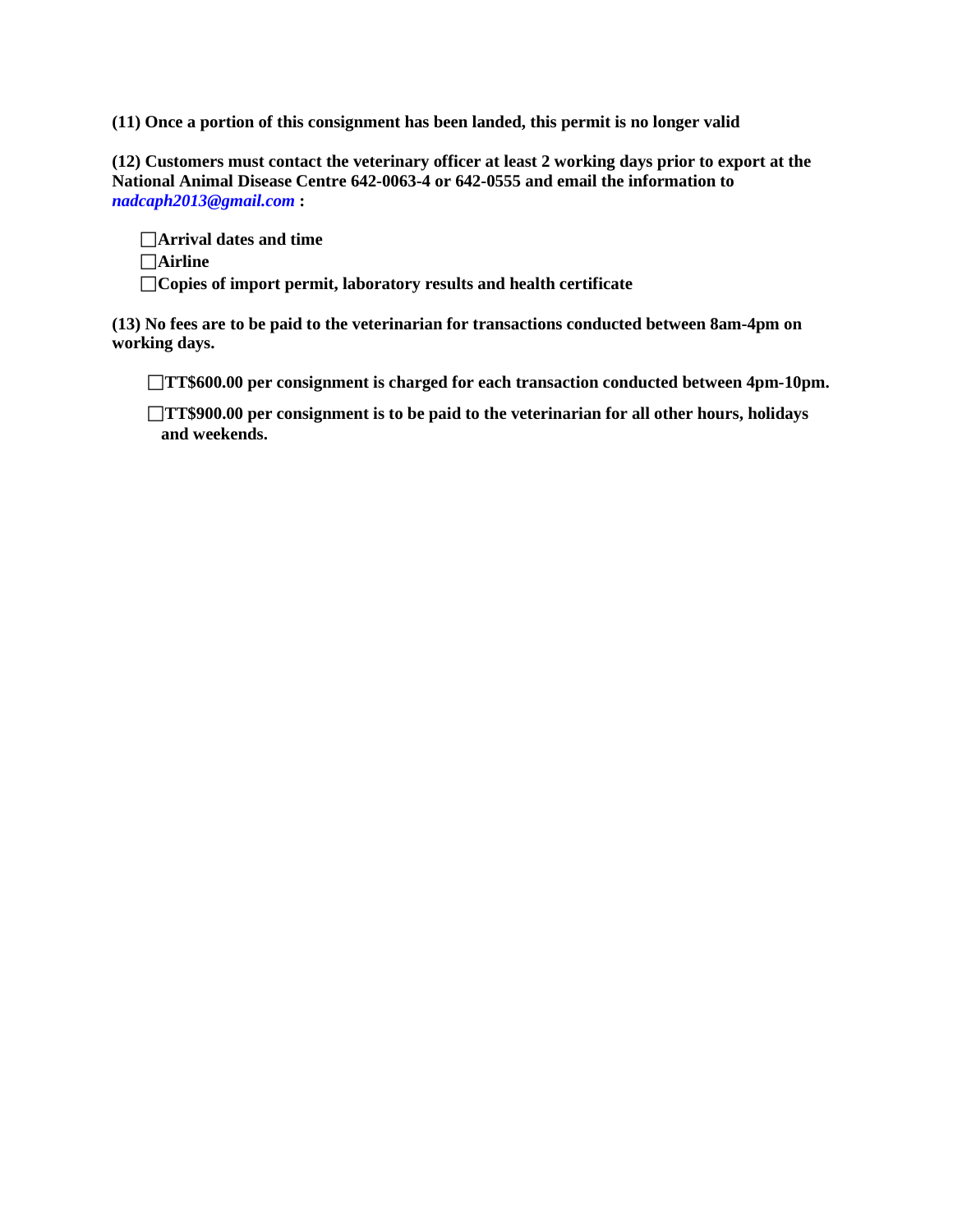**(11) Once a portion of this consignment has been landed, this permit is no longer valid**

**(12) Customers must contact the veterinary officer at least 2 working days prior to export at the National Animal Disease Centre 642-0063-4 or 642-0555 and email the information to *nadcaph2013@gmail.com* :**

- ☐ **Arrival dates and time**
- ☐ **Airline**
- ☐ **Copies of import permit, laboratory results and health certificate**

**(13) No fees are to be paid to the veterinarian for transactions conducted between 8am-4pm on working days.**

- ☐ **TT$600.00 per consignment is charged for each transaction conducted between 4pm-10pm.**
- ☐ **TT$900.00 per consignment is to be paid to the veterinarian for all other hours, holidays and weekends.**